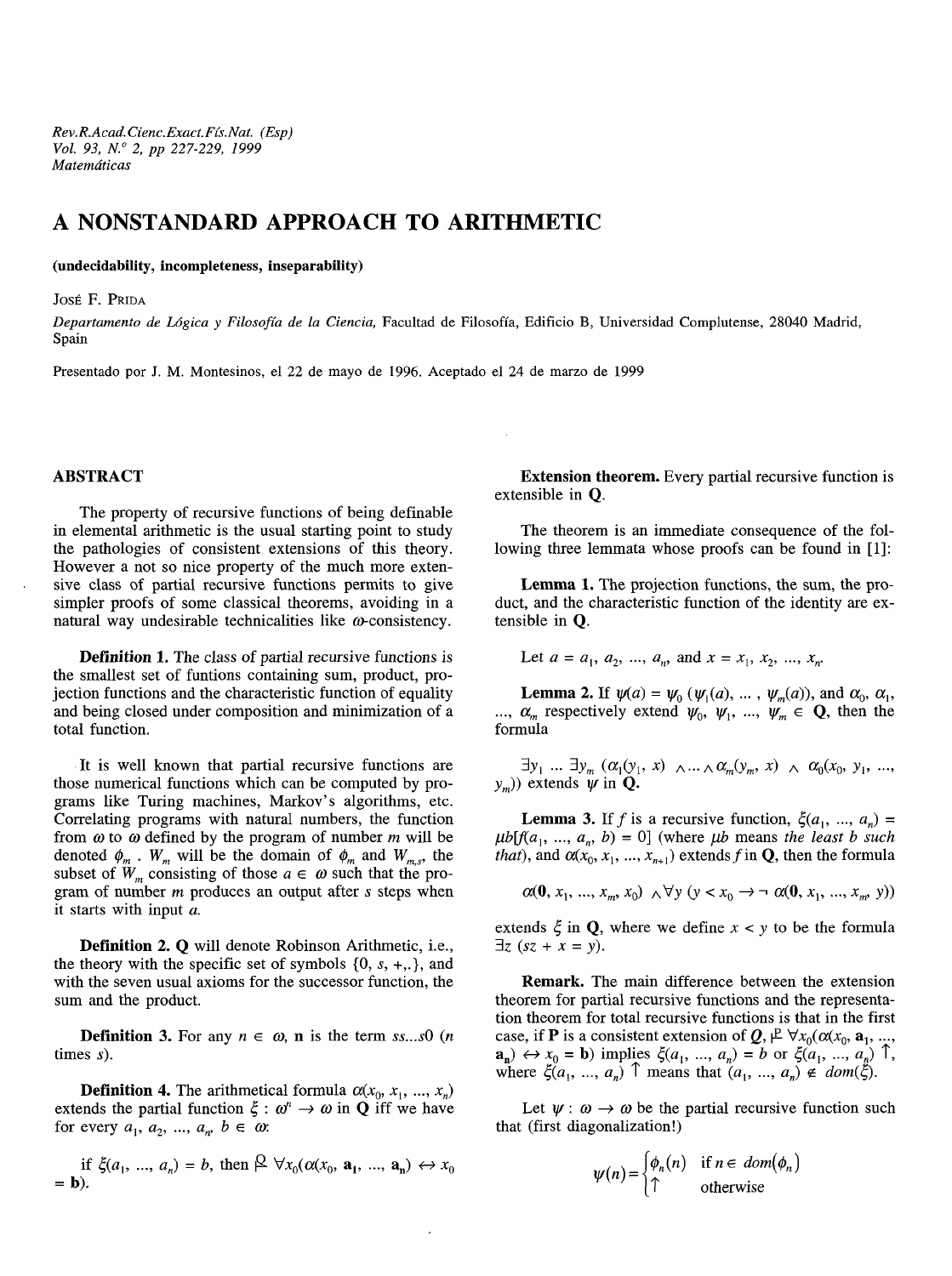# A NONSTANDARD APPROACH TO ARITHMETIC

**(undecidability, incompleteness, inseparability)**

José F. Prida

*Departamento de Lógica y Filosofía de la Ciencia,* Facultad de Filosofía, Edificio B, Universidad Complutense, 28040 Madrid, Spain

Presentado por J. M. Montesinos, el 22 de mayo de 1996. Aceptado el 24 de marzo de 1999

## ABSTRACT

The property of recursive functions of being definable in elemental arithmetic is the usual starting point to study the pathologies of consistent extensions of this theory. However a not so nice property of the much more extensive class of partial recursive functions permits to give simpler proofs of some classical theorems, avoiding in a natural way undesirable technicalities like $\omega$-consistency.

**Definition 1.** The class of partial recursive functions is the smallest set of funtions containing sum, product, projection functions and the characteristic function of equality and being closed under composition and minimization of a total function.

It is well known that partial recursive functions are those numerical functions which can be computed by programs like Turing machines, Markov's algorithms, etc. Correlating programs with natural numbers, the function from $\omega$ to $\omega$ defined by the program of number $m$ will be denoted $\phi_m$ . $W_m$ will be the domain of $\phi_m$ and $W_{m,s}$, the subset of $W_m$ consisting of those $a \in \omega$ such that the program of number $m$ produces an output after $s$ steps when it starts with input $a$.

**Definition 2.** **Q** will denote Robinson Arithmetic, i.e., the theory with the specific set of symbols $\{0, s, +, .\}$, and with the seven usual axioms for the successor function, the sum and the product.

**Definition 3.** For any $n \in \omega$, **n** is the term $ss...s0$ ($n$ times $s$).

**Definition 4.** The arithmetical formula $\alpha(x_0, x_1, ..., x_n)$ extends the partial function $\xi : \omega^n \to \omega$ in **Q** iff we have for every $a_1, a_2, ..., a_n, b \in \omega$:

if $\xi(a_1, ..., a_n) = b$, then $\vdash^{\mathbf{Q}} \forall x_0(\alpha(x_0, \mathbf{a}_1, ..., \mathbf{a}_n) \leftrightarrow x_0 = \mathbf{b})$.

**Extension theorem.** Every partial recursive function is extensible in **Q**.

The theorem is an immediate consequence of the following three lemmata whose proofs can be found in [1]:

**Lemma 1.** The projection functions, the sum, the product, and the characteristic function of the identity are extensible in **Q**.

Let $a = a_1, a_2, ..., a_n$, and $x = x_1, x_2, ..., x_n$.

**Lemma 2.** If $\psi(a) = \psi_0(\psi_1(a), ..., \psi_m(a))$, and $\alpha_0, \alpha_1, ..., \alpha_m$ respectively extend $\psi_0, \psi_1, ..., \psi_m \in$ **Q**, then the formula

$\exists y_1 ... \exists y_m (\alpha_1(y_1, x) \wedge ... \wedge \alpha_m(y_m, x) \wedge \alpha_0(x_0, y_1, ..., y_m))$ extends $\psi$ in **Q**.

**Lemma 3.** If $f$ is a recursive function, $\xi(a_1, ..., a_n) = \mu b[f(a_1, ..., a_n, b) = 0]$ (where $\mu b$ means *the least b such that*), and $\alpha(x_0, x_1, ..., x_{n+1})$ extends $f$ in **Q**, then the formula

$$\alpha(\mathbf{0}, x_1, ..., x_m, x_0) \wedge \forall y (y < x_0 \to \neg \alpha(\mathbf{0}, x_1, ..., x_m, y))$$

extends $\xi$ in **Q**, where we define $x < y$ to be the formula $\exists z (sz + x = y)$.

**Remark.** The main difference between the extension theorem for partial recursive functions and the representation theorem for total recursive functions is that in the first case, if **P** is a consistent extension of *Q*, $\vdash^{\mathbf{P}} \forall x_0(\alpha(x_0, \mathbf{a}_1, ..., \mathbf{a}_n) \leftrightarrow x_0 = \mathbf{b})$ implies $\xi(a_1, ..., a_n) = b$ or $\xi(a_1, ..., a_n) \uparrow$, where $\xi(a_1, ..., a_n) \uparrow$ means that $(a_1, ..., a_n) \notin dom(\xi)$.

Let $\psi : \omega \to \omega$ be the partial recursive function such that (first diagonalization!)

$$\psi(n) = \begin{cases} \phi_n(n) & \text{if } n \in dom(\phi_n) \\ \uparrow & \text{otherwise} \end{cases}$$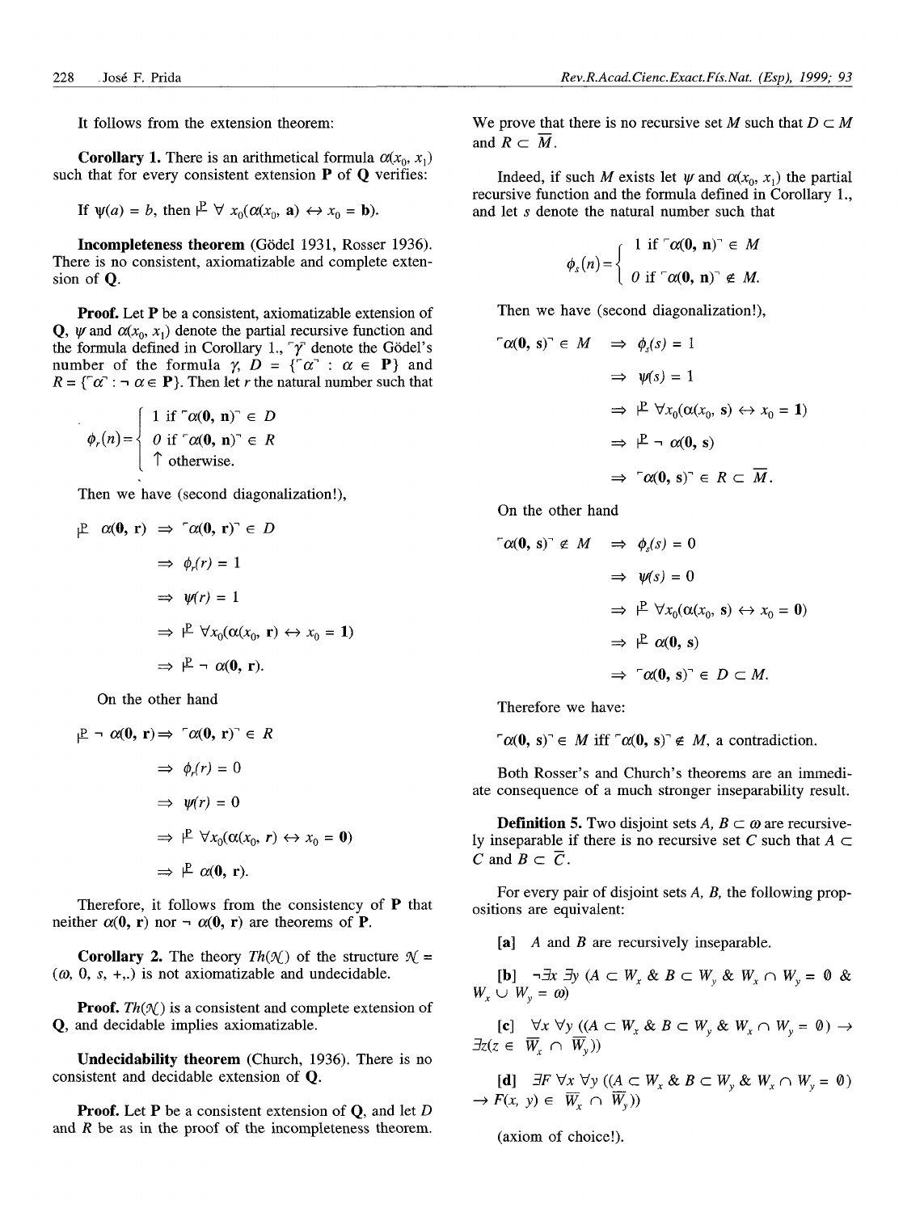It follows from the extension theorem:

**Corollary 1.** There is an arithmetical formula $\alpha(x_0, x_1)$ such that for every consistent extension **P** of **Q** verifies:

If $\psi(a) = b$, then $\vdash^{\mathbf{P}} \forall\, x_0(\alpha(x_0, \mathbf{a}) \leftrightarrow x_0 = \mathbf{b})$.

**Incompleteness theorem** (Gödel 1931, Rosser 1936). There is no consistent, axiomatizable and complete extension of **Q**.

**Proof.** Let **P** be a consistent, axiomatizable extension of **Q**, $\psi$ and $\alpha(x_0, x_1)$ denote the partial recursive function and the formula defined in Corollary 1., $\ulcorner\gamma\urcorner$ denote the Gödel's number of the formula $\gamma$, $D = \{\ulcorner\alpha\urcorner : \alpha \in \mathbf{P}\}$ and $R = \{\ulcorner\alpha\urcorner : \neg\,\alpha \in \mathbf{P}\}$. Then let $r$ the natural number such that

$$\phi_r(n) = \begin{cases} 1 \text{ if } \ulcorner\alpha(\mathbf{0}, \mathbf{n})\urcorner \in D \\ 0 \text{ if } \ulcorner\alpha(\mathbf{0}, \mathbf{n})\urcorner \in R \\ \uparrow \text{ otherwise.} \end{cases}$$

Then we have (second diagonalization!),

$$\begin{aligned}
\vdash^{\mathbf{P}} \alpha(\mathbf{0}, \mathbf{r}) &\Rightarrow \ulcorner\alpha(\mathbf{0}, \mathbf{r})\urcorner \in D \\
&\Rightarrow \phi_r(r) = 1 \\
&\Rightarrow \psi(r) = 1 \\
&\Rightarrow \vdash^{\mathbf{P}} \forall x_0(\alpha(x_0, \mathbf{r}) \leftrightarrow x_0 = \mathbf{1}) \\
&\Rightarrow \vdash^{\mathbf{P}} \neg\,\alpha(\mathbf{0}, \mathbf{r}).
\end{aligned}$$

On the other hand

$$\begin{aligned}
\vdash^{\mathbf{P}} \neg\,\alpha(\mathbf{0}, \mathbf{r}) &\Rightarrow \ulcorner\alpha(\mathbf{0}, \mathbf{r})\urcorner \in R \\
&\Rightarrow \phi_r(r) = 0 \\
&\Rightarrow \psi(r) = 0 \\
&\Rightarrow \vdash^{\mathbf{P}} \forall x_0(\alpha(x_0, \mathbf{r}) \leftrightarrow x_0 = \mathbf{0}) \\
&\Rightarrow \vdash^{\mathbf{P}} \alpha(\mathbf{0}, \mathbf{r}).
\end{aligned}$$

Therefore, it follows from the consistency of **P** that neither $\alpha(\mathbf{0}, \mathbf{r})$ nor $\neg\,\alpha(\mathbf{0}, \mathbf{r})$ are theorems of **P**.

**Corollary 2.** The theory $Th(\mathcal{N})$ of the structure $\mathcal{N} = (\omega, 0, s, +, .)$ is not axiomatizable and undecidable.

**Proof.** $Th(\mathcal{N})$ is a consistent and complete extension of **Q**, and decidable implies axiomatizable.

**Undecidability theorem** (Church, 1936). There is no consistent and decidable extension of **Q**.

**Proof.** Let **P** be a consistent extension of **Q**, and let $D$ and $R$ be as in the proof of the incompleteness theorem. We prove that there is no recursive set $M$ such that $D \subset M$ and $R \subset \overline{M}$.

Indeed, if such $M$ exists let $\psi$ and $\alpha(x_0, x_1)$ the partial recursive function and the formula defined in Corollary 1., and let $s$ denote the natural number such that

$$\phi_s(n) = \begin{cases} 1 \text{ if } \ulcorner\alpha(\mathbf{0}, \mathbf{n})\urcorner \in M \\ 0 \text{ if } \ulcorner\alpha(\mathbf{0}, \mathbf{n})\urcorner \notin M. \end{cases}$$

Then we have (second diagonalization!),

$$\begin{aligned}
\ulcorner\alpha(\mathbf{0}, \mathbf{s})\urcorner \in M &\Rightarrow \phi_s(s) = 1 \\
&\Rightarrow \psi(s) = 1 \\
&\Rightarrow \vdash^{\mathbf{P}} \forall x_0(\alpha(x_0, \mathbf{s}) \leftrightarrow x_0 = \mathbf{1}) \\
&\Rightarrow \vdash^{\mathbf{P}} \neg\,\alpha(\mathbf{0}, \mathbf{s}) \\
&\Rightarrow \ulcorner\alpha(\mathbf{0}, \mathbf{s})\urcorner \in R \subset \overline{M}.
\end{aligned}$$

On the other hand

$$\begin{aligned}
\ulcorner\alpha(\mathbf{0}, \mathbf{s})\urcorner \notin M &\Rightarrow \phi_s(s) = 0 \\
&\Rightarrow \psi(s) = 0 \\
&\Rightarrow \vdash^{\mathbf{P}} \forall x_0(\alpha(x_0, \mathbf{s}) \leftrightarrow x_0 = \mathbf{0}) \\
&\Rightarrow \vdash^{\mathbf{P}} \alpha(\mathbf{0}, \mathbf{s}) \\
&\Rightarrow \ulcorner\alpha(\mathbf{0}, \mathbf{s})\urcorner \in D \subset M.
\end{aligned}$$

Therefore we have:

$\ulcorner\alpha(\mathbf{0}, \mathbf{s})\urcorner \in M$ iff $\ulcorner\alpha(\mathbf{0}, \mathbf{s})\urcorner \notin M$, a contradiction.

Both Rosser's and Church's theorems are an immediate consequence of a much stronger inseparability result.

**Definition 5.** Two disjoint sets $A, B \subset \omega$ are recursively inseparable if there is no recursive set $C$ such that $A \subset C$ and $B \subset \overline{C}$.

For every pair of disjoint sets $A$, $B$, the following propositions are equivalent:

**[a]** $A$ and $B$ are recursively inseparable.

**[b]** $\neg\exists x\, \exists y\, (A \subset W_x \;\&\; B \subset W_y \;\&\; W_x \cap W_y = \emptyset \;\&\; W_x \cup W_y = \omega)$

**[c]** $\forall x\, \forall y\, ((A \subset W_x \;\&\; B \subset W_y \;\&\; W_x \cap W_y = \emptyset) \rightarrow \exists z(z \in \overline{W_x} \cap \overline{W_y}))$

**[d]** $\exists F\, \forall x\, \forall y\, ((A \subset W_x \;\&\; B \subset W_y \;\&\; W_x \cap W_y = \emptyset) \rightarrow F(x, y) \in \overline{W_x} \cap \overline{W_y})$

(axiom of choice!).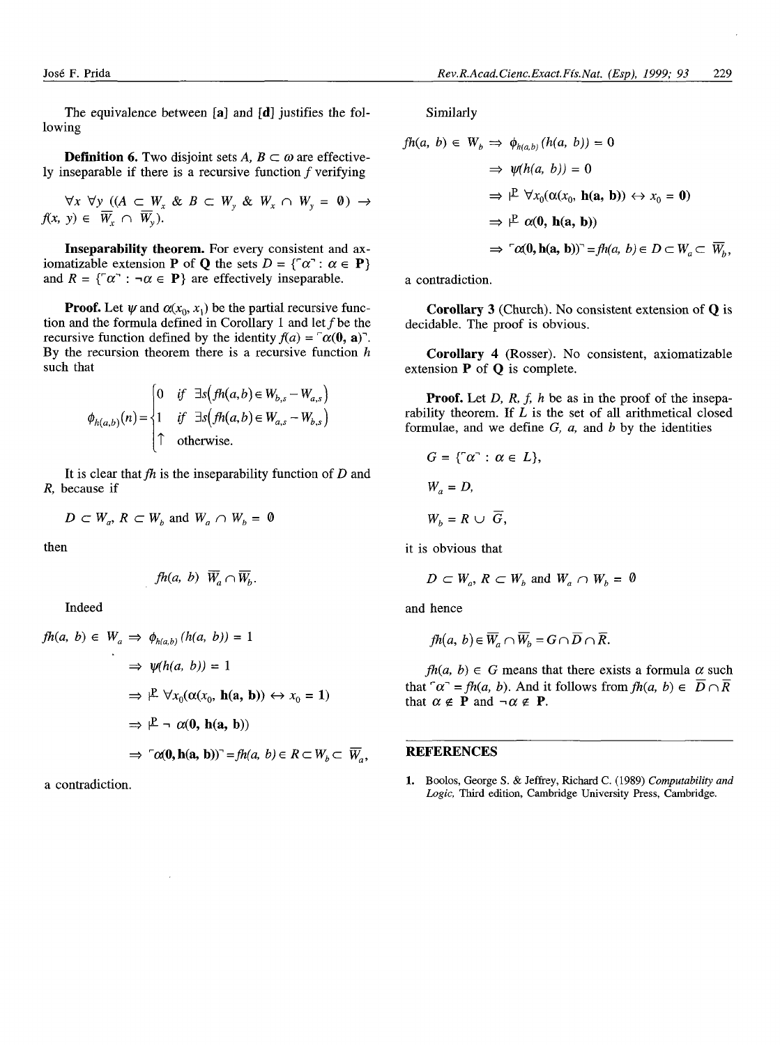The equivalence between **[a]** and **[d]** justifies the following

**Definition 6.** Two disjoint sets $A, B \subset \omega$ are effectively inseparable if there is a recursive function $f$ verifying

$$\forall x\ \forall y\ ((A \subset W_x\ \&\ B \subset W_y\ \&\ W_x \cap W_y = \emptyset) \rightarrow f(x, y) \in \overline{W_x} \cap \overline{W_y}).$$

**Inseparability theorem.** For every consistent and axiomatizable extension **P** of **Q** the sets $D = \{\ulcorner\alpha\urcorner : \alpha \in \mathbf{P}\}$ and $R = \{\ulcorner\alpha\urcorner : \neg\alpha \in \mathbf{P}\}$ are effectively inseparable.

**Proof.** Let $\psi$ and $\alpha(x_0, x_1)$ be the partial recursive function and the formula defined in Corollary 1 and let $f$ be the recursive function defined by the identity $f(a) = \ulcorner\alpha(\mathbf{0}, \mathbf{a})\urcorner$. By the recursion theorem there is a recursive function $h$ such that

$$\phi_{h(a,b)}(n) = \begin{cases} 0 & \text{if } \exists s\left(fh(a,b) \in W_{b,s} - W_{a,s}\right) \\ 1 & \text{if } \exists s\left(fh(a,b) \in W_{a,s} - W_{b,s}\right) \\ \uparrow & \text{otherwise.} \end{cases}$$

It is clear that $fh$ is the inseparability function of $D$ and $R$, because if

$$D \subset W_a,\ R \subset W_b \text{ and } W_a \cap W_b = \emptyset$$

then

$$fh(a, b)\ \overline{W_a} \cap \overline{W_b}.$$

Indeed

$$\begin{aligned} fh(a, b) \in W_a &\Rightarrow \phi_{h(a,b)}(h(a, b)) = 1 \\ &\Rightarrow \psi(h(a, b)) = 1 \\ &\Rightarrow \vdash^{\mathbf{P}} \forall x_0(\alpha(x_0, \mathbf{h(a, b)}) \leftrightarrow x_0 = \mathbf{1}) \\ &\Rightarrow \vdash^{\mathbf{P}} \neg\ \alpha(\mathbf{0}, \mathbf{h(a, b)}) \\ &\Rightarrow \ulcorner\alpha(\mathbf{0}, \mathbf{h(a, b)})\urcorner = fh(a, b) \in R \subset W_b \subset \overline{W_a}, \end{aligned}$$

a contradiction.

Similarly

$$\begin{aligned} fh(a, b) \in W_b &\Rightarrow \phi_{h(a,b)}(h(a, b)) = 0 \\ &\Rightarrow \psi(h(a, b)) = 0 \\ &\Rightarrow \vdash^{\mathbf{P}} \forall x_0(\alpha(x_0, \mathbf{h(a, b)}) \leftrightarrow x_0 = \mathbf{0}) \\ &\Rightarrow \vdash^{\mathbf{P}} \alpha(\mathbf{0}, \mathbf{h(a, b)}) \\ &\Rightarrow \ulcorner\alpha(\mathbf{0}, \mathbf{h(a, b)})\urcorner = fh(a, b) \in D \subset W_a \subset \overline{W_b}, \end{aligned}$$

a contradiction.

**Corollary 3** (Church). No consistent extension of **Q** is decidable. The proof is obvious.

**Corollary 4** (Rosser). No consistent, axiomatizable extension **P** of **Q** is complete.

**Proof.** Let $D$, $R$, $f$, $h$ be as in the proof of the inseparability theorem. If $L$ is the set of all arithmetical closed formulae, and we define $G$, $a$, and $b$ by the identities

$$G = \{\ulcorner\alpha\urcorner : \alpha \in L\},$$

$$W_a = D,$$

$$W_b = R \cup \overline{G},$$

it is obvious that

$$D \subset W_a,\ R \subset W_b \text{ and } W_a \cap W_b = \emptyset$$

and hence

$$fh(a, b) \in \overline{W_a} \cap \overline{W_b} = G \cap \overline{D} \cap \overline{R}.$$

$fh(a, b) \in G$ means that there exists a formula $\alpha$ such that $\ulcorner\alpha\urcorner = fh(a, b)$. And it follows from $fh(a, b) \in \overline{D} \cap \overline{R}$ that $\alpha \notin \mathbf{P}$ and $\neg\alpha \notin \mathbf{P}$.

## REFERENCES

1. Boolos, George S. & Jeffrey, Richard C. (1989) *Computability and Logic*, Third edition, Cambridge University Press, Cambridge.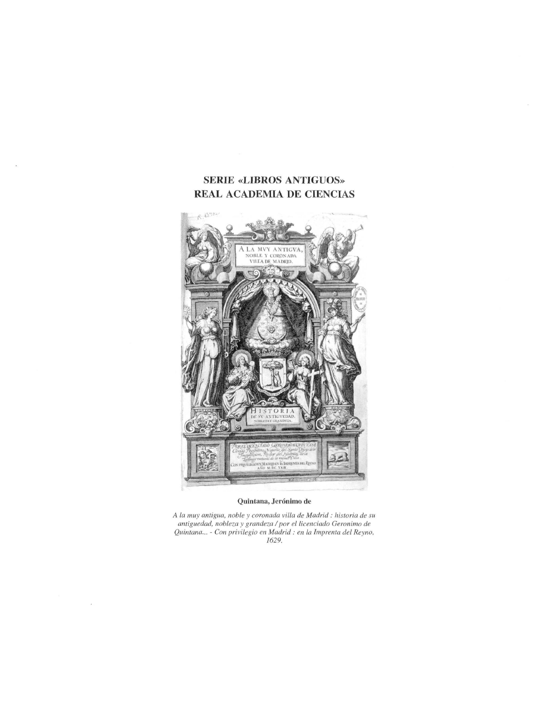# SERIE «LIBROS ANTIGUOS»
# REAL ACADEMIA DE CIENCIAS

A LA MVY ANTIGVA, NOBLE Y CORONADA VILLA DE MADRID.

HISTORIA DE SV ANTIGVEDAD, NOBLEZA Y GRANDEZA.

POR EL LICENCIADO GERONIMO DE QVINTANA Clerigo Presbitero, Notario del Santo Oficio de la Inquisicion, Rector del Hospital de la Latina, y natural de la misma Villa

CON PRIVILEGIO EN MADRID EN LA IMPRENTA DEL REYNO. AÑO M.DC.XXIX.

**Quintana, Jerónimo de**

*A la muy antigua, noble y coronada villa de Madrid : historia de su antiguedad, nobleza y grandeza / por el licenciado Geronimo de Quintana... - Con privilegio en Madrid : en la Imprenta del Reyno, 1629.*